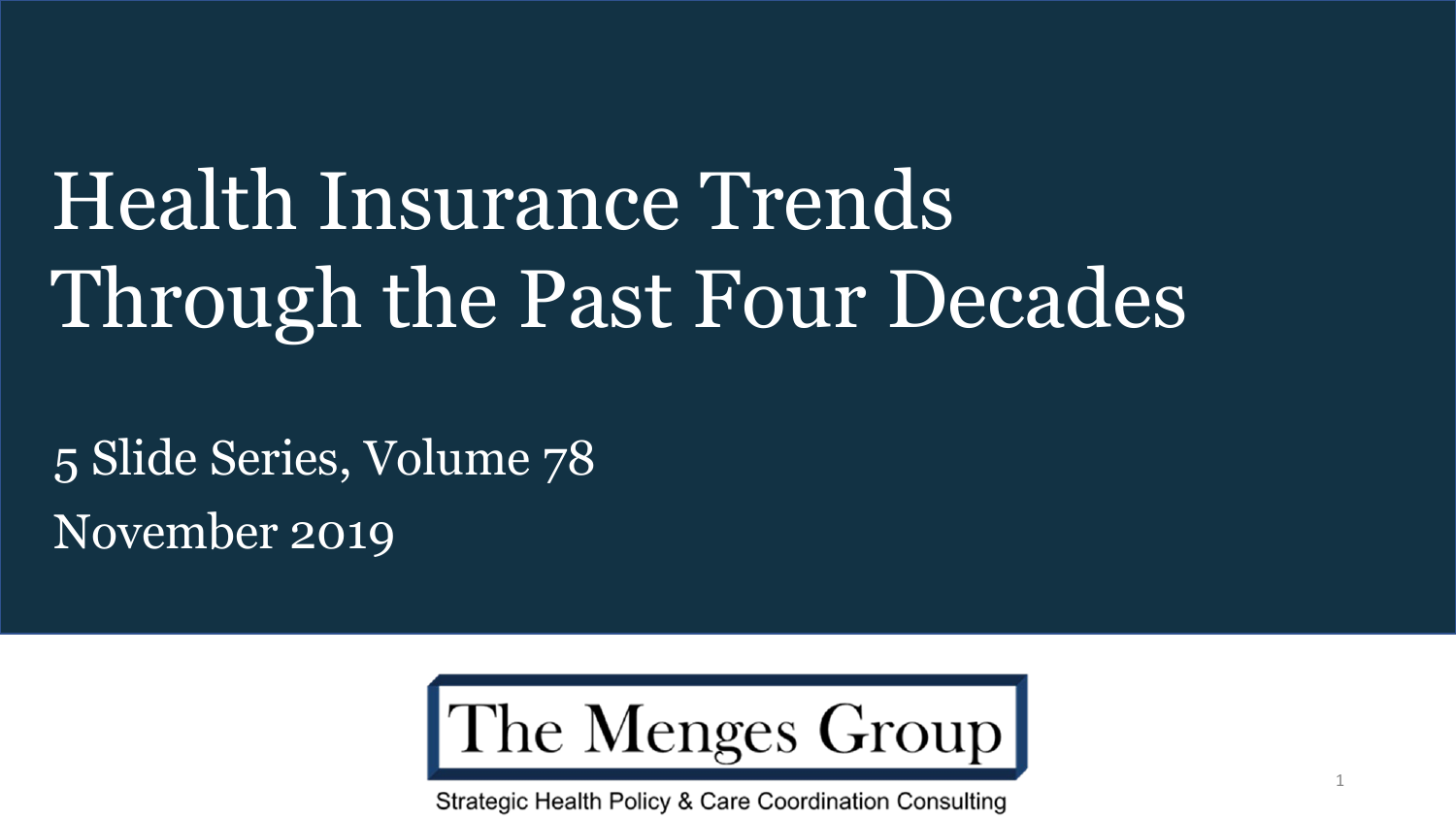# Health Insurance Trends Through the Past Four Decades

5 Slide Series, Volume 78

November 2019

The Menges Group

Strategic Health Policy & Care Coordination Consulting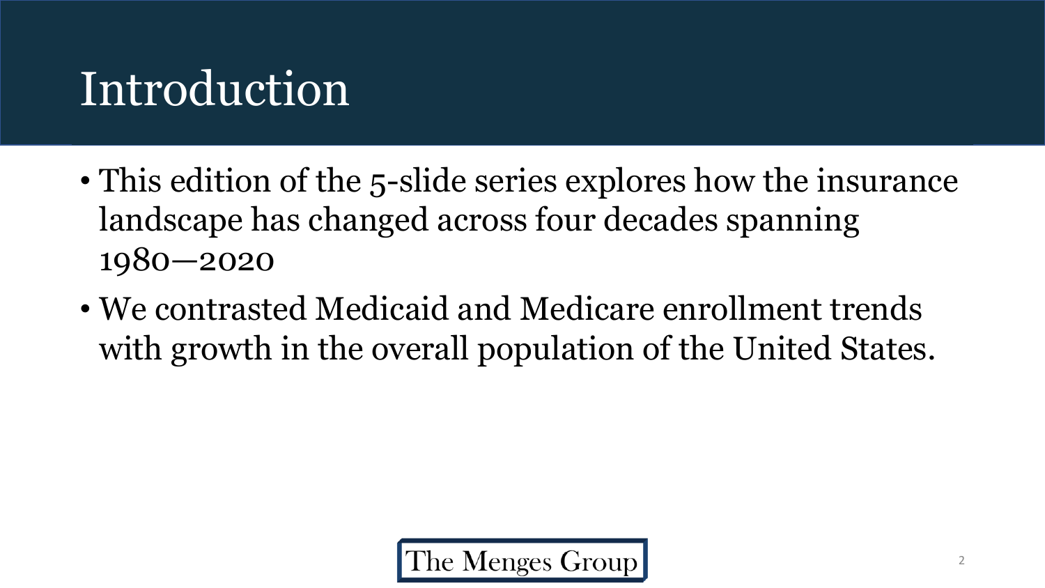# Introduction

- This edition of the 5-slide series explores how the insurance landscape has changed across four decades spanning 1980—2020
- We contrasted Medicaid and Medicare enrollment trends with growth in the overall population of the United States.

The Menges Group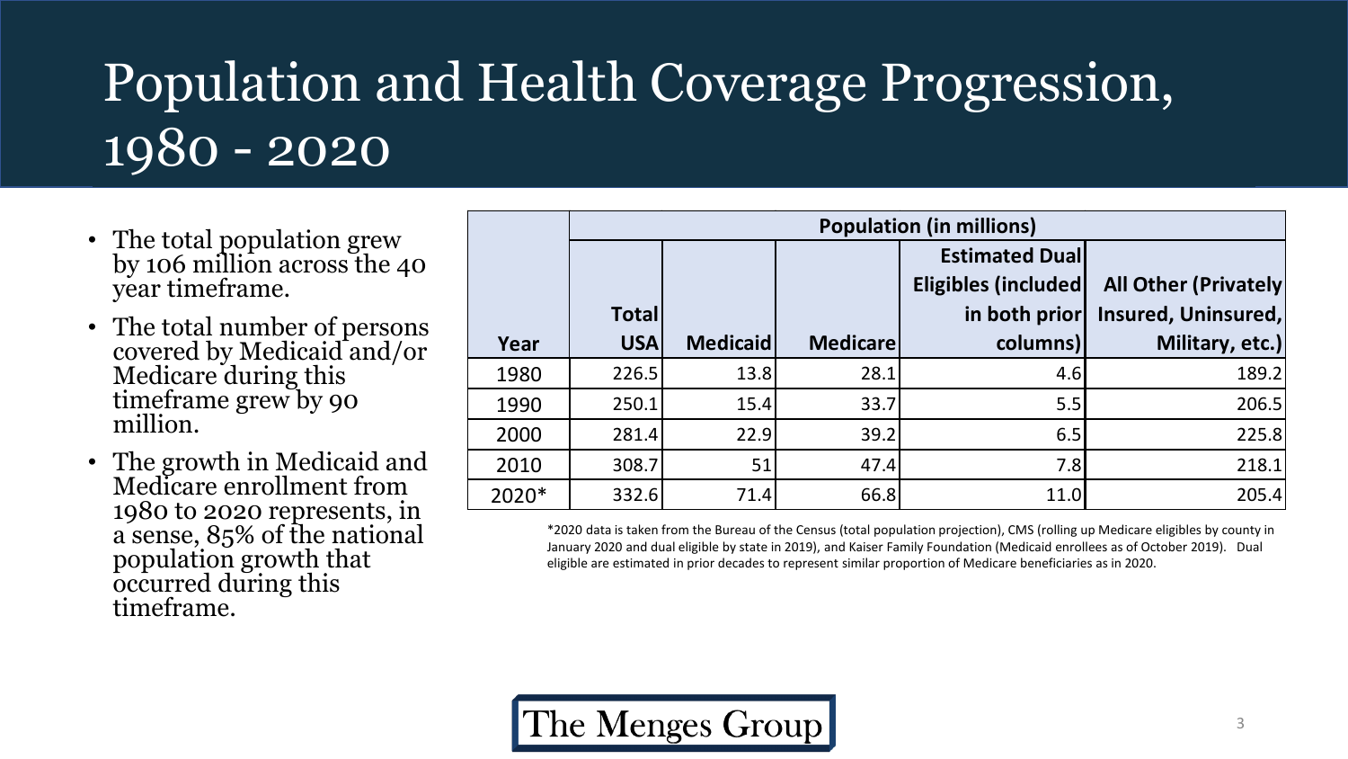# Population and Health Coverage Progression, 1980 - 2020

- The total population grew by 106 million across the 40 year timeframe.
- The total number of persons covered by Medicaid and/or Medicare during this timeframe grew by 90 million.
- The growth in Medicaid and Medicare enrollment from 1980 to 2020 represents, in a sense, 85% of the national population growth that occurred during this timeframe.

| | Population (in millions) | | | | |
|---|---|---|---|---|---|
| Year | Total USA | Medicaid | Medicare | Estimated Dual Eligibles (included in both prior columns) | All Other (Privately Insured, Uninsured, Military, etc.) |
| 1980 | 226.5 | 13.8 | 28.1 | 4.6 | 189.2 |
| 1990 | 250.1 | 15.4 | 33.7 | 5.5 | 206.5 |
| 2000 | 281.4 | 22.9 | 39.2 | 6.5 | 225.8 |
| 2010 | 308.7 | 51 | 47.4 | 7.8 | 218.1 |
| 2020* | 332.6 | 71.4 | 66.8 | 11.0 | 205.4 |

*2020 data is taken from the Bureau of the Census (total population projection), CMS (rolling up Medicare eligibles by county in January 2020 and dual eligible by state in 2019), and Kaiser Family Foundation (Medicaid enrollees as of October 2019). Dual eligible are estimated in prior decades to represent similar proportion of Medicare beneficiaries as in 2020.

The Menges Group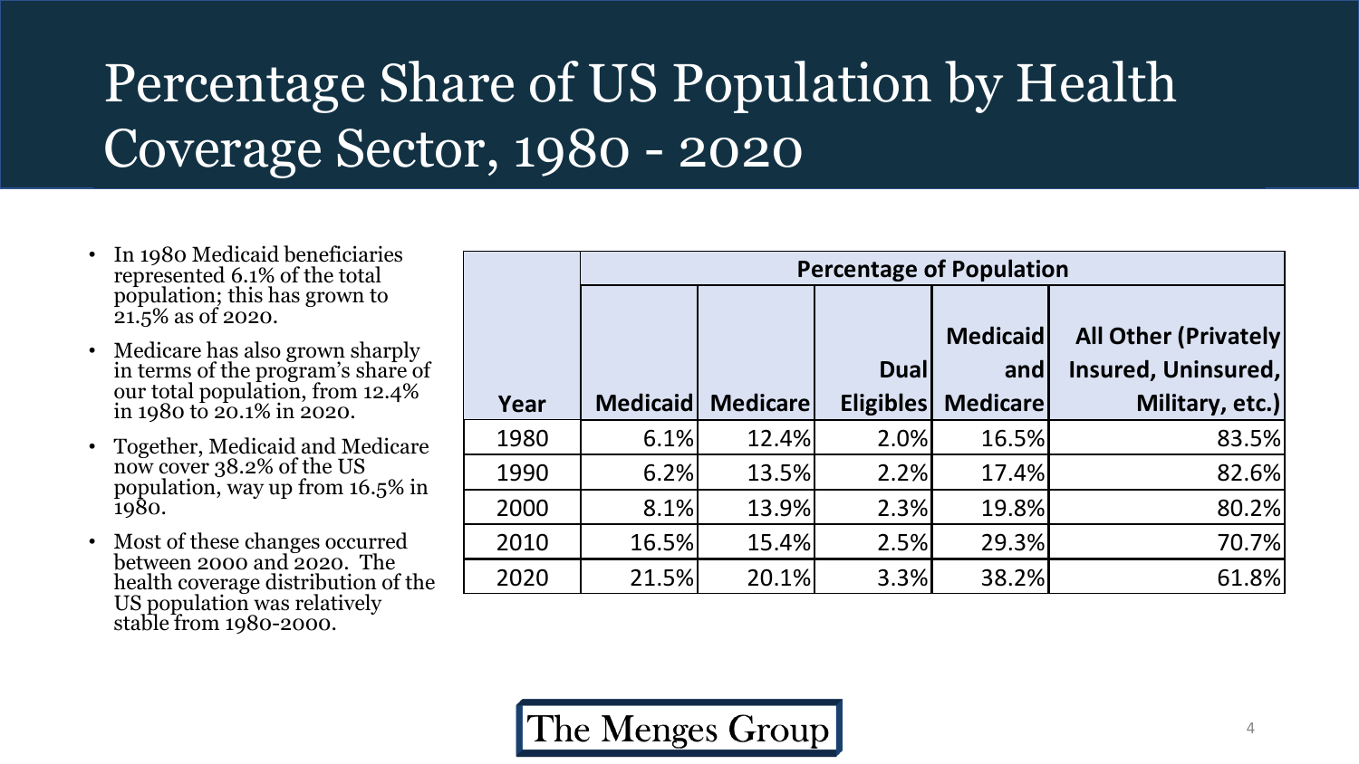# Percentage Share of US Population by Health Coverage Sector, 1980 - 2020

- In 1980 Medicaid beneficiaries represented 6.1% of the total population; this has grown to 21.5% as of 2020.
- Medicare has also grown sharply in terms of the program's share of our total population, from 12.4% in 1980 to 20.1% in 2020.
- Together, Medicaid and Medicare now cover 38.2% of the US population, way up from 16.5% in 1980.
- Most of these changes occurred between 2000 and 2020. The health coverage distribution of the US population was relatively stable from 1980-2000.

| | Percentage of Population | | | | |
|---|---|---|---|---|---|
| **Year** | **Medicaid** | **Medicare** | **Dual Eligibles** | **Medicaid and Medicare** | **All Other (Privately Insured, Uninsured, Military, etc.)** |
| 1980 | 6.1% | 12.4% | 2.0% | 16.5% | 83.5% |
| 1990 | 6.2% | 13.5% | 2.2% | 17.4% | 82.6% |
| 2000 | 8.1% | 13.9% | 2.3% | 19.8% | 80.2% |
| 2010 | 16.5% | 15.4% | 2.5% | 29.3% | 70.7% |
| 2020 | 21.5% | 20.1% | 3.3% | 38.2% | 61.8% |

The Menges Group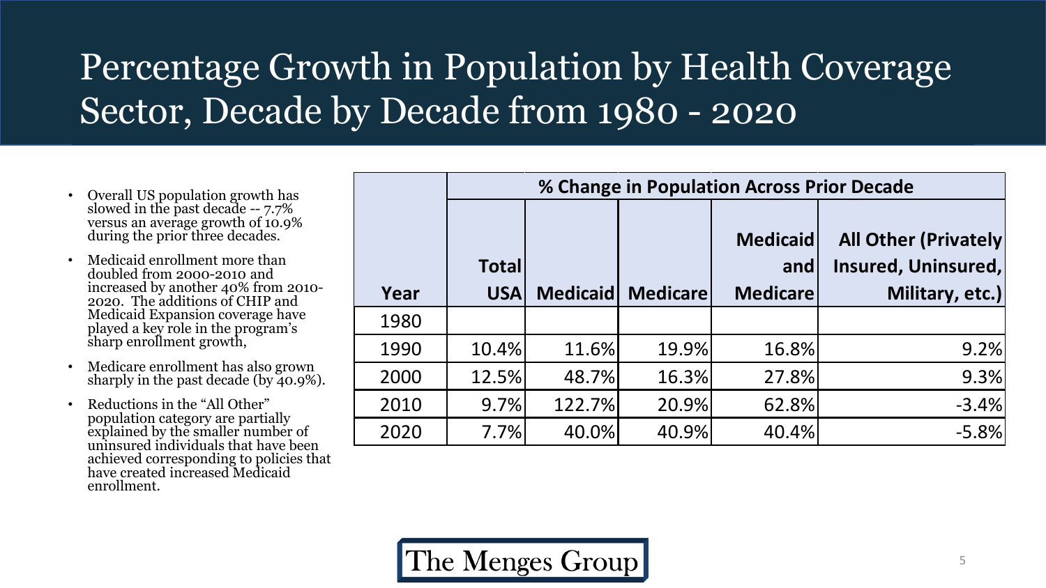# Percentage Growth in Population by Health Coverage Sector, Decade by Decade from 1980 - 2020

- Overall US population growth has slowed in the past decade -- 7.7% versus an average growth of 10.9% during the prior three decades.
- Medicaid enrollment more than doubled from 2000-2010 and increased by another 40% from 2010-2020. The additions of CHIP and Medicaid Expansion coverage have played a key role in the program's sharp enrollment growth,
- Medicare enrollment has also grown sharply in the past decade (by 40.9%).
- Reductions in the "All Other" population category are partially explained by the smaller number of uninsured individuals that have been achieved corresponding to policies that have created increased Medicaid enrollment.

| | % Change in Population Across Prior Decade | | | | |
|---|---|---|---|---|---|
| **Year** | **Total USA** | **Medicaid** | **Medicare** | **Medicaid and Medicare** | **All Other (Privately Insured, Uninsured, Military, etc.)** |
| 1980 | | | | | |
| 1990 | 10.4% | 11.6% | 19.9% | 16.8% | 9.2% |
| 2000 | 12.5% | 48.7% | 16.3% | 27.8% | 9.3% |
| 2010 | 9.7% | 122.7% | 20.9% | 62.8% | -3.4% |
| 2020 | 7.7% | 40.0% | 40.9% | 40.4% | -5.8% |

The Menges Group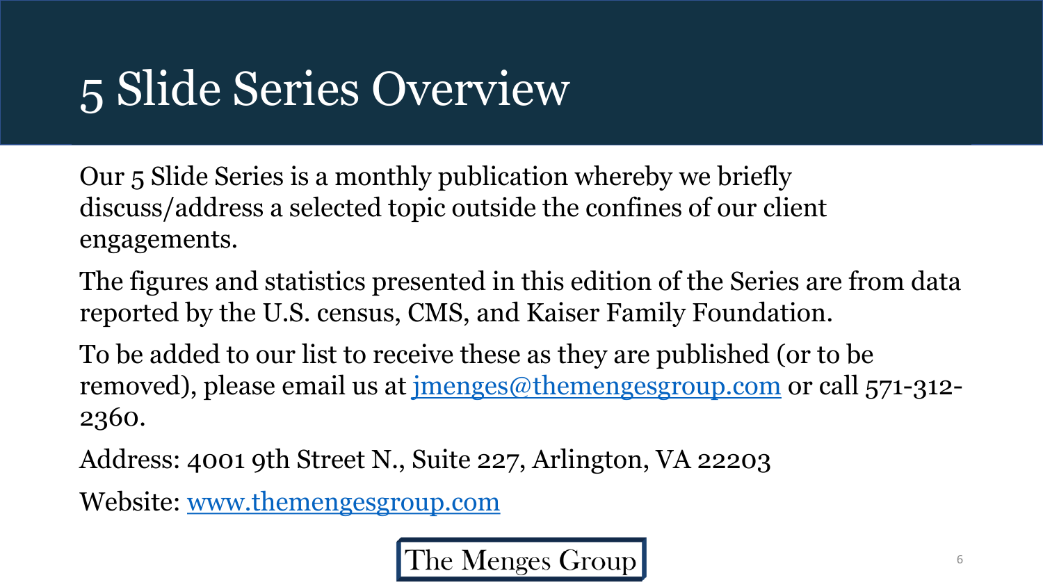# 5 Slide Series Overview

Our 5 Slide Series is a monthly publication whereby we briefly discuss/address a selected topic outside the confines of our client engagements.

The figures and statistics presented in this edition of the Series are from data reported by the U.S. census, CMS, and Kaiser Family Foundation.

To be added to our list to receive these as they are published (or to be removed), please email us at [jmenges@themengesgroup.com](mailto:jmenges@themengesgroup.com) or call 571-312-2360.

Address: 4001 9th Street N., Suite 227, Arlington, VA 22203

Website: [www.themengesgroup.com](http://www.themengesgroup.com)

The Menges Group